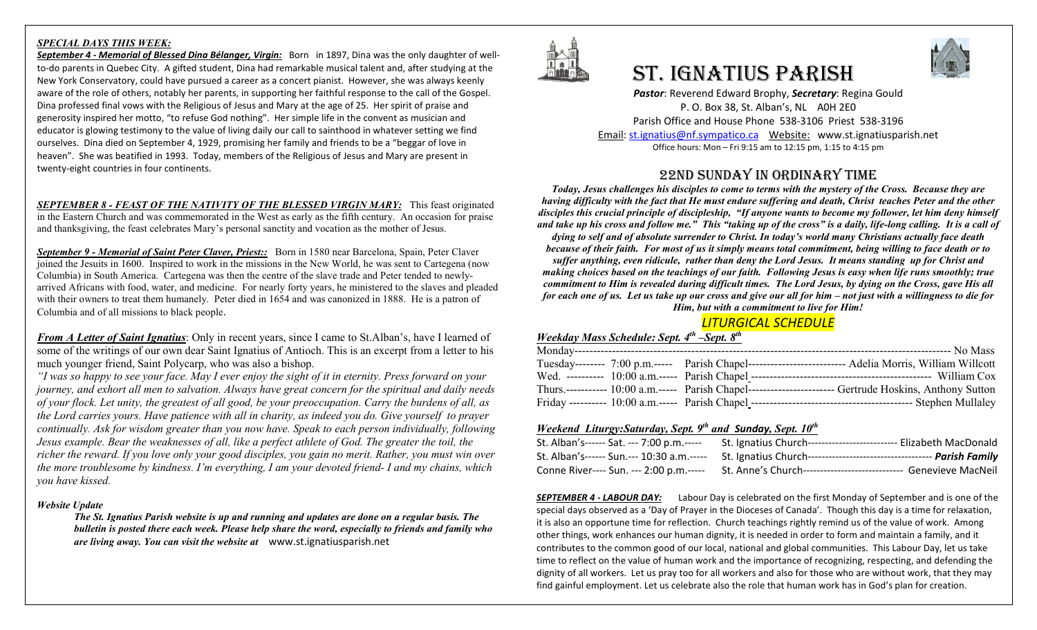### *SPECIAL DAYS THIS WEEK:*

***September 4 - Memorial of Blessed Dina Bélanger, Virgin:*** Born in 1897, Dina was the only daughter of well-to-do parents in Quebec City. A gifted student, Dina had remarkable musical talent and, after studying at the New York Conservatory, could have pursued a career as a concert pianist. However, she was always keenly aware of the role of others, notably her parents, in supporting her faithful response to the call of the Gospel. Dina professed final vows with the Religious of Jesus and Mary at the age of 25. Her spirit of praise and generosity inspired her motto, "to refuse God nothing". Her simple life in the convent as musician and educator is glowing testimony to the value of living daily our call to sainthood in whatever setting we find ourselves. Dina died on September 4, 1929, promising her family and friends to be a "beggar of love in heaven". She was beatified in 1993. Today, members of the Religious of Jesus and Mary are present in twenty-eight countries in four continents.

***SEPTEMBER 8 - FEAST OF THE NATIVITY OF THE BLESSED VIRGIN MARY:*** This feast originated in the Eastern Church and was commemorated in the West as early as the fifth century. An occasion for praise and thanksgiving, the feast celebrates Mary's personal sanctity and vocation as the mother of Jesus.

***September 9 - Memorial of Saint Peter Claver, Priest::*** Born in 1580 near Barcelona, Spain, Peter Claver joined the Jesuits in 1600. Inspired to work in the missions in the New World, he was sent to Cartegena (now Columbia) in South America. Cartegena was then the centre of the slave trade and Peter tended to newly-arrived Africans with food, water, and medicine. For nearly forty years, he ministered to the slaves and pleaded with their owners to treat them humanely. Peter died in 1654 and was canonized in 1888. He is a patron of Columbia and of all missions to black people.

***From A Letter of Saint Ignatius***: Only in recent years, since I came to St.Alban's, have I learned of some of the writings of our own dear Saint Ignatius of Antioch. This is an excerpt from a letter to his much younger friend, Saint Polycarp, who was also a bishop.

*"I was so happy to see your face. May I ever enjoy the sight of it in eternity. Press forward on your journey, and exhort all men to salvation. Always have great concern for the spiritual and daily needs of your flock. Let unity, the greatest of all good, be your preoccupation. Carry the burdens of all, as the Lord carries yours. Have patience with all in charity, as indeed you do. Give yourself to prayer continually. Ask for wisdom greater than you now have. Speak to each person individually, following Jesus example. Bear the weaknesses of all, like a perfect athlete of God. The greater the toil, the richer the reward. If you love only your good disciples, you gain no merit. Rather, you must win over the more troublesome by kindness. I'm everything, I am your devoted friend- I and my chains, which you have kissed.*

### *Website Update*

***The St. Ignatius Parish website is up and running and updates are done on a regular basis. The bulletin is posted there each week. Please help share the word, especially to friends and family who are living away. You can visit the website at*** www.st.ignatiusparish.net

# ST. IGNATIUS PARISH

***Pastor***: Reverend Edward Brophy, ***Secretary***: Regina Gould
P. O. Box 38, St. Alban's, NL A0H 2E0
Parish Office and House Phone 538-3106 Priest 538-3196
Email: st.ignatius@nf.sympatico.ca Website: www.st.ignatiusparish.net
Office hours: Mon – Fri 9:15 am to 12:15 pm, 1:15 to 4:15 pm

## 22ND SUNDAY IN ORDINARY TIME

***Today, Jesus challenges his disciples to come to terms with the mystery of the Cross. Because they are having difficulty with the fact that He must endure suffering and death, Christ teaches Peter and the other disciples this crucial principle of discipleship, "If anyone wants to become my follower, let him deny himself and take up his cross and follow me." This "taking up of the cross" is a daily, life-long calling. It is a call of dying to self and of absolute surrender to Christ. In today's world many Christians actually face death because of their faith. For most of us it simply means total commitment, being willing to face death or to suffer anything, even ridicule, rather than deny the Lord Jesus. It means standing up for Christ and making choices based on the teachings of our faith. Following Jesus is easy when life runs smoothly; true commitment to Him is revealed during difficult times. The Lord Jesus, by dying on the Cross, gave His all for each one of us. Let us take up our cross and give our all for him – not just with a willingness to die for Him, but with a commitment to live for Him!***

## *LITURGICAL SCHEDULE*

### *Weekday Mass Schedule: Sept. 4th –Sept. 8th*

Monday------------------------------------------------------------------------------------------------------ No Mass
Tuesday-------- 7:00 p.m.----- Parish Chapel-------------------------- Adelia Morris, William Willcott
Wed. ---------- 10:00 a.m.----- Parish Chapel ------------------------------------------------ William Cox
Thurs.----------- 10:00 a.m.----- Parish Chapel----------------------- Gertrude Hoskins, Anthony Sutton
Friday ---------- 10:00 a.m.----- Parish Chapel -------------------------------------------- Stephen Mullaley

### *Weekend Liturgy:Saturday, Sept. 9th and Sunday, Sept. 10th*

St. Alban's------ Sat. --- 7:00 p.m.----- St. Ignatius Church-------------------------- Elizabeth MacDonald
St. Alban's------ Sun.--- 10:30 a.m.----- St. Ignatius Church----------------------------------- ***Parish Family***
Conne River---- Sun. --- 2:00 p.m.----- St. Anne's Church---------------------------- Genevieve MacNeil

***SEPTEMBER 4 - LABOUR DAY:*** Labour Day is celebrated on the first Monday of September and is one of the special days observed as a 'Day of Prayer in the Dioceses of Canada'. Though this day is a time for relaxation, it is also an opportune time for reflection. Church teachings rightly remind us of the value of work. Among other things, work enhances our human dignity, it is needed in order to form and maintain a family, and it contributes to the common good of our local, national and global communities. This Labour Day, let us take time to reflect on the value of human work and the importance of recognizing, respecting, and defending the dignity of all workers. Let us pray too for all workers and also for those who are without work, that they may find gainful employment. Let us celebrate also the role that human work has in God's plan for creation.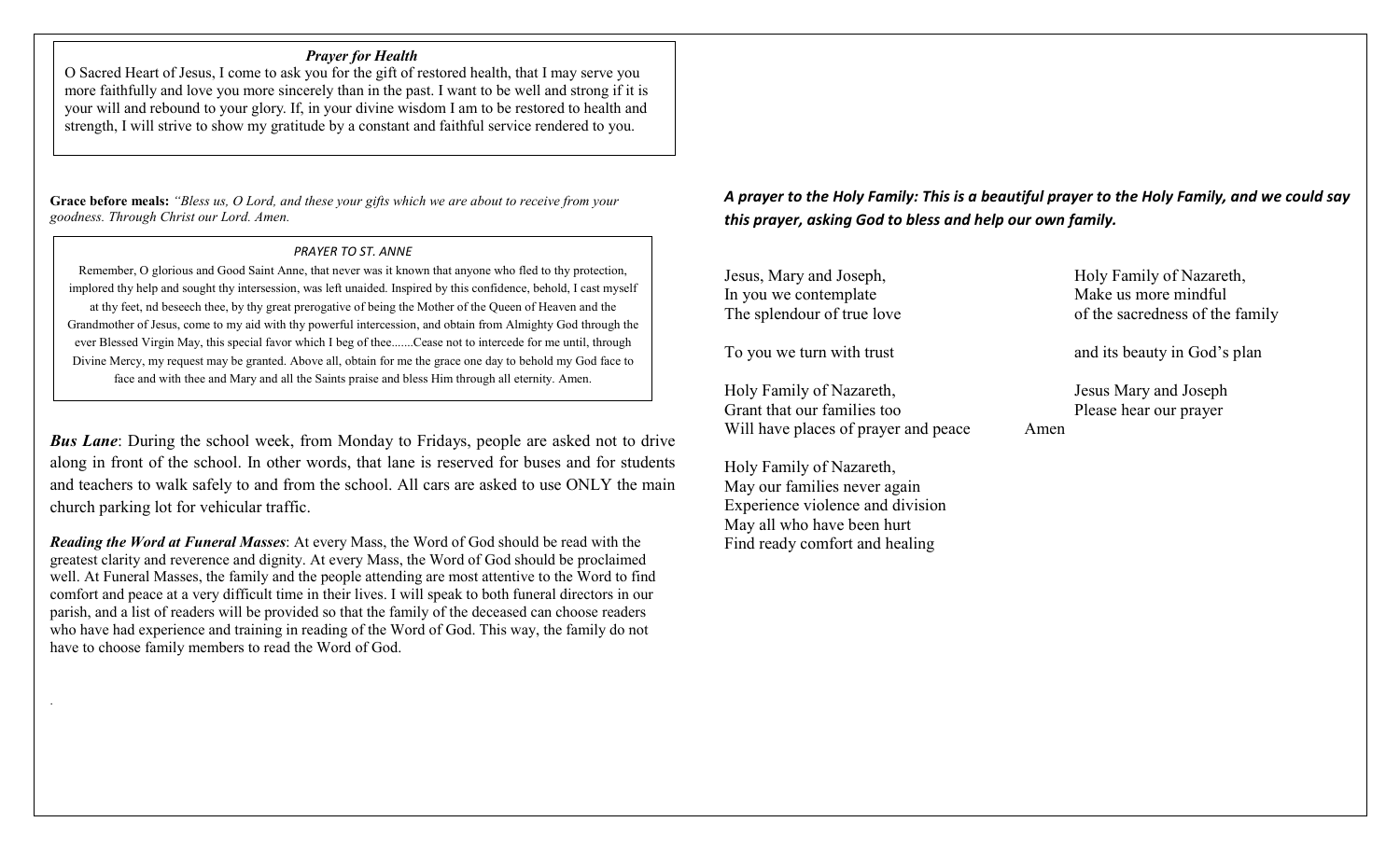### *Prayer for Health*

O Sacred Heart of Jesus, I come to ask you for the gift of restored health, that I may serve you more faithfully and love you more sincerely than in the past. I want to be well and strong if it is your will and rebound to your glory. If, in your divine wisdom I am to be restored to health and strength, I will strive to show my gratitude by a constant and faithful service rendered to you.

**Grace before meals:** *"Bless us, O Lord, and these your gifts which we are about to receive from your goodness. Through Christ our Lord. Amen.*

### *PRAYER TO ST. ANNE*

Remember, O glorious and Good Saint Anne, that never was it known that anyone who fled to thy protection, implored thy help and sought thy intersession, was left unaided. Inspired by this confidence, behold, I cast myself at thy feet, nd beseech thee, by thy great prerogative of being the Mother of the Queen of Heaven and the Grandmother of Jesus, come to my aid with thy powerful intercession, and obtain from Almighty God through the ever Blessed Virgin May, this special favor which I beg of thee.......Cease not to intercede for me until, through Divine Mercy, my request may be granted. Above all, obtain for me the grace one day to behold my God face to face and with thee and Mary and all the Saints praise and bless Him through all eternity. Amen.

***Bus Lane***: During the school week, from Monday to Fridays, people are asked not to drive along in front of the school. In other words, that lane is reserved for buses and for students and teachers to walk safely to and from the school. All cars are asked to use ONLY the main church parking lot for vehicular traffic.

***Reading the Word at Funeral Masses***: At every Mass, the Word of God should be read with the greatest clarity and reverence and dignity. At every Mass, the Word of God should be proclaimed well. At Funeral Masses, the family and the people attending are most attentive to the Word to find comfort and peace at a very difficult time in their lives. I will speak to both funeral directors in our parish, and a list of readers will be provided so that the family of the deceased can choose readers who have had experience and training in reading of the Word of God. This way, the family do not have to choose family members to read the Word of God.

***A prayer to the Holy Family: This is a beautiful prayer to the Holy Family, and we could say this prayer, asking God to bless and help our own family.***

Jesus, Mary and Joseph,
In you we contemplate
The splendour of true love

To you we turn with trust

Holy Family of Nazareth,
Grant that our families too
Will have places of prayer and peace

Holy Family of Nazareth,
May our families never again
Experience violence and division
May all who have been hurt
Find ready comfort and healing

Holy Family of Nazareth,
Make us more mindful
of the sacredness of the family

and its beauty in God's plan

Jesus Mary and Joseph
Please hear our prayer
Amen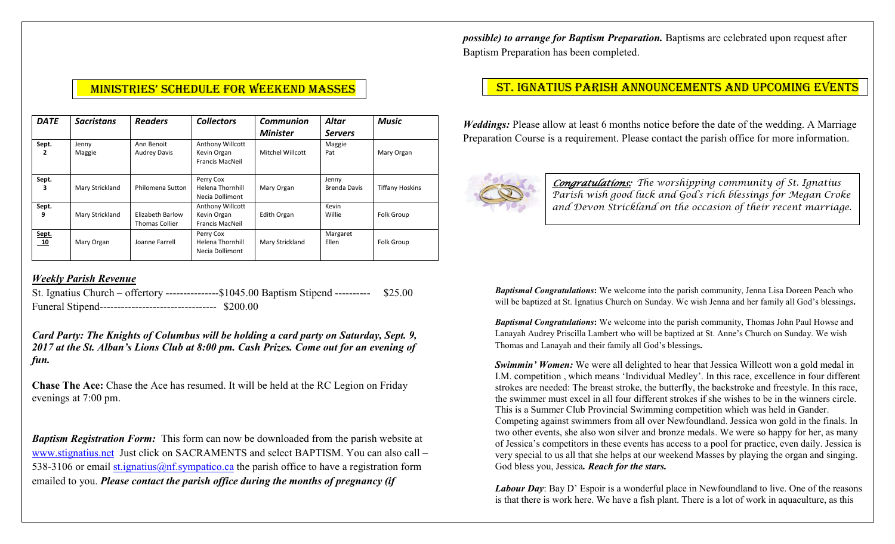## MINISTRIES' SCHEDULE FOR WEEKEND MASSES

| *DATE* | *Sacristans* | *Readers* | *Collectors* | *Communion Minister* | *Altar Servers* | *Music* |
|---|---|---|---|---|---|---|
| Sept. 2 | Jenny Maggie | Ann Benoit Audrey Davis | Anthony Willcott Kevin Organ Francis MacNeil | Mitchel Willcott | Maggie Pat | Mary Organ |
| Sept. 3 | Mary Strickland | Philomena Sutton | Perry Cox Helena Thornhill Necia Dollimont | Mary Organ | Jenny Brenda Davis | Tiffany Hoskins |
| Sept. 9 | Mary Strickland | Elizabeth Barlow Thomas Collier | Anthony Willcott Kevin Organ Francis MacNeil | Edith Organ | Kevin Willie | Folk Group |
| Sept. 10 | Mary Organ | Joanne Farrell | Perry Cox Helena Thornhill Necia Dollimont | Mary Strickland | Margaret Ellen | Folk Group |

***Weekly Parish Revenue***

St. Ignatius Church – offertory ---------------$1045.00 Baptism Stipend ---------- $25.00
Funeral Stipend--------------------------------- $200.00

***Card Party: The Knights of Columbus will be holding a card party on Saturday, Sept. 9, 2017 at the St. Alban's Lions Club at 8:00 pm. Cash Prizes. Come out for an evening of fun.***

**Chase The Ace:** Chase the Ace has resumed. It will be held at the RC Legion on Friday evenings at 7:00 pm.

***Baptism Registration Form:*** This form can now be downloaded from the parish website at www.stignatius.net Just click on SACRAMENTS and select BAPTISM. You can also call – 538-3106 or email st.ignatius@nf.sympatico.ca the parish office to have a registration form emailed to you. ***Please contact the parish office during the months of pregnancy (if possible) to arrange for Baptism Preparation.*** Baptisms are celebrated upon request after Baptism Preparation has been completed.

## ST. IGNATIUS PARISH ANNOUNCEMENTS AND UPCOMING EVENTS

***Weddings:*** Please allow at least 6 months notice before the date of the wedding. A Marriage Preparation Course is a requirement. Please contact the parish office for more information.

*__Congratulations:__ The worshipping community of St. Ignatius Parish wish good luck and God's rich blessings for Megan Croke and Devon Strickland on the occasion of their recent marriage.*

***Baptismal Congratulations*****:** We welcome into the parish community, Jenna Lisa Doreen Peach who will be baptized at St. Ignatius Church on Sunday. We wish Jenna and her family all God's blessings**.**

***Baptismal Congratulations*****:** We welcome into the parish community, Thomas John Paul Howse and Lanayah Audrey Priscilla Lambert who will be baptized at St. Anne's Church on Sunday. We wish Thomas and Lanayah and their family all God's blessings**.**

***Swimmin' Women:*** We were all delighted to hear that Jessica Willcott won a gold medal in I.M. competition , which means 'Individual Medley'. In this race, excellence in four different strokes are needed: The breast stroke, the butterfly, the backstroke and freestyle. In this race, the swimmer must excel in all four different strokes if she wishes to be in the winners circle. This is a Summer Club Provincial Swimming competition which was held in Gander. Competing against swimmers from all over Newfoundland. Jessica won gold in the finals. In two other events, she also won silver and bronze medals. We were so happy for her, as many of Jessica's competitors in these events has access to a pool for practice, even daily. Jessica is very special to us all that she helps at our weekend Masses by playing the organ and singing. God bless you, Jessica***. Reach for the stars.***

***Labour Day***: Bay D' Espoir is a wonderful place in Newfoundland to live. One of the reasons is that there is work here. We have a fish plant. There is a lot of work in aquaculture, as this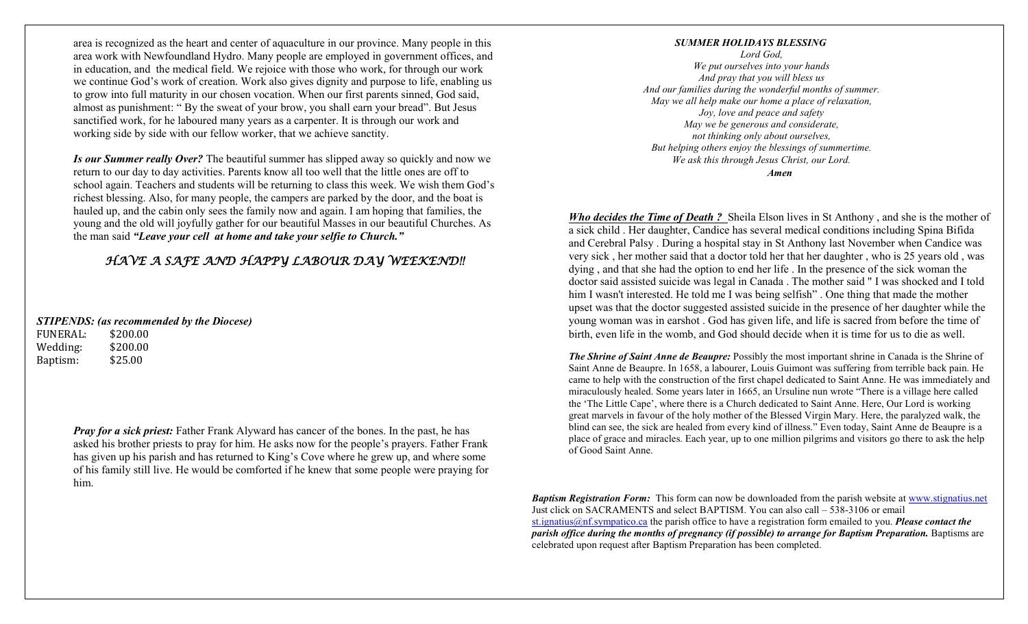area is recognized as the heart and center of aquaculture in our province. Many people in this area work with Newfoundland Hydro. Many people are employed in government offices, and in education, and the medical field. We rejoice with those who work, for through our work we continue God's work of creation. Work also gives dignity and purpose to life, enabling us to grow into full maturity in our chosen vocation. When our first parents sinned, God said, almost as punishment: " By the sweat of your brow, you shall earn your bread". But Jesus sanctified work, for he laboured many years as a carpenter. It is through our work and working side by side with our fellow worker, that we achieve sanctity.

***Is our Summer really Over?*** The beautiful summer has slipped away so quickly and now we return to our day to day activities. Parents know all too well that the little ones are off to school again. Teachers and students will be returning to class this week. We wish them God's richest blessing. Also, for many people, the campers are parked by the door, and the boat is hauled up, and the cabin only sees the family now and again. I am hoping that families, the young and the old will joyfully gather for our beautiful Masses in our beautiful Churches. As the man said ***"Leave your cell at home and take your selfie to Church."***

*HAVE A SAFE AND HAPPY LABOUR DAY WEEKEND!!*

***STIPENDS: (as recommended by the Diocese)***

| | |
|---|---|
| FUNERAL: | $200.00 |
| Wedding: | $200.00 |
| Baptism: | $25.00 |

***Pray for a sick priest:*** Father Frank Alyward has cancer of the bones. In the past, he has asked his brother priests to pray for him. He asks now for the people's prayers. Father Frank has given up his parish and has returned to King's Cove where he grew up, and where some of his family still live. He would be comforted if he knew that some people were praying for him.

***SUMMER HOLIDAYS BLESSING***

*Lord God,*
*We put ourselves into your hands*
*And pray that you will bless us*
*And our families during the wonderful months of summer.*
*May we all help make our home a place of relaxation,*
*Joy, love and peace and safety*
*May we be generous and considerate,*
*not thinking only about ourselves,*
*But helping others enjoy the blessings of summertime.*
*We ask this through Jesus Christ, our Lord.*
***Amen***

***Who decides the Time of Death ?*** Sheila Elson lives in St Anthony , and she is the mother of a sick child . Her daughter, Candice has several medical conditions including Spina Bifida and Cerebral Palsy . During a hospital stay in St Anthony last November when Candice was very sick , her mother said that a doctor told her that her daughter , who is 25 years old , was dying , and that she had the option to end her life . In the presence of the sick woman the doctor said assisted suicide was legal in Canada . The mother said " I was shocked and I told him I wasn't interested. He told me I was being selfish" . One thing that made the mother upset was that the doctor suggested assisted suicide in the presence of her daughter while the young woman was in earshot . God has given life, and life is sacred from before the time of birth, even life in the womb, and God should decide when it is time for us to die as well.

***The Shrine of Saint Anne de Beaupre:*** Possibly the most important shrine in Canada is the Shrine of Saint Anne de Beaupre. In 1658, a labourer, Louis Guimont was suffering from terrible back pain. He came to help with the construction of the first chapel dedicated to Saint Anne. He was immediately and miraculously healed. Some years later in 1665, an Ursuline nun wrote "There is a village here called the 'The Little Cape', where there is a Church dedicated to Saint Anne. Here, Our Lord is working great marvels in favour of the holy mother of the Blessed Virgin Mary. Here, the paralyzed walk, the blind can see, the sick are healed from every kind of illness." Even today, Saint Anne de Beaupre is a place of grace and miracles. Each year, up to one million pilgrims and visitors go there to ask the help of Good Saint Anne.

***Baptism Registration Form:*** This form can now be downloaded from the parish website at www.stignatius.net Just click on SACRAMENTS and select BAPTISM. You can also call – 538-3106 or email st.ignatius@nf.sympatico.ca the parish office to have a registration form emailed to you. ***Please contact the parish office during the months of pregnancy (if possible) to arrange for Baptism Preparation.*** Baptisms are celebrated upon request after Baptism Preparation has been completed.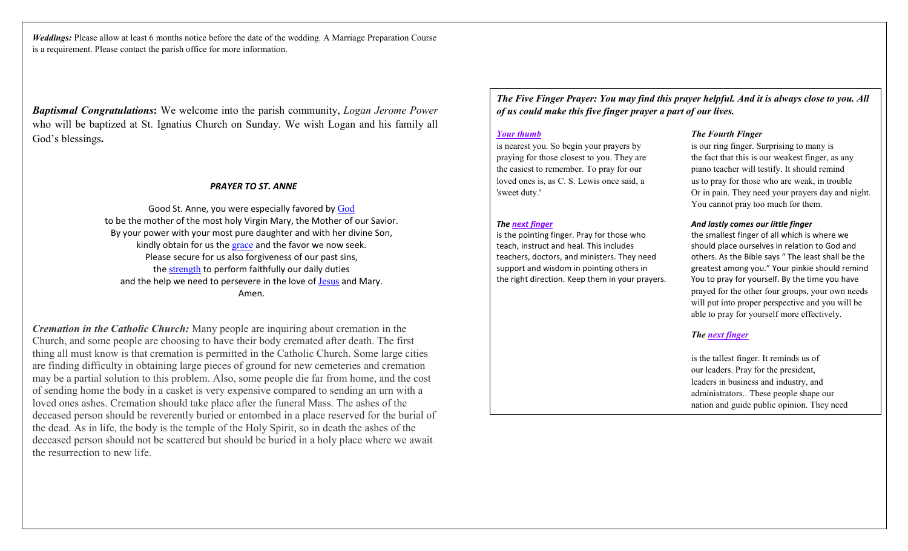***Weddings:*** Please allow at least 6 months notice before the date of the wedding. A Marriage Preparation Course is a requirement. Please contact the parish office for more information.

***Baptismal Congratulations*:** We welcome into the parish community, *Logan Jerome Power* who will be baptized at St. Ignatius Church on Sunday. We wish Logan and his family all God's blessings**.**

***PRAYER TO ST. ANNE***

Good St. Anne, you were especially favored by God
to be the mother of the most holy Virgin Mary, the Mother of our Savior.
By your power with your most pure daughter and with her divine Son,
kindly obtain for us the grace and the favor we now seek.
Please secure for us also forgiveness of our past sins,
the strength to perform faithfully our daily duties
and the help we need to persevere in the love of Jesus and Mary.
Amen.

***Cremation in the Catholic Church:*** Many people are inquiring about cremation in the Church, and some people are choosing to have their body cremated after death. The first thing all must know is that cremation is permitted in the Catholic Church. Some large cities are finding difficulty in obtaining large pieces of ground for new cemeteries and cremation may be a partial solution to this problem. Also, some people die far from home, and the cost of sending home the body in a casket is very expensive compared to sending an urn with a loved ones ashes. Cremation should take place after the funeral Mass. The ashes of the deceased person should be reverently buried or entombed in a place reserved for the burial of the dead. As in life, the body is the temple of the Holy Spirit, so in death the ashes of the deceased person should not be scattered but should be buried in a holy place where we await the resurrection to new life.

***The Five Finger Prayer: You may find this prayer helpful. And it is always close to you. All of us could make this five finger prayer a part of our lives.***

***Your thumb***

is nearest you. So begin your prayers by praying for those closest to you. They are the easiest to remember. To pray for our loved ones is, as C. S. Lewis once said, a 'sweet duty.'

***The next finger***

is the pointing finger. Pray for those who teach, instruct and heal. This includes teachers, doctors, and ministers. They need support and wisdom in pointing others in the right direction. Keep them in your prayers.

***The next finger***

is the tallest finger. It reminds us of our leaders. Pray for the president, leaders in business and industry, and administrators.. These people shape our nation and guide public opinion. They need

***The Fourth Finger***

is our ring finger. Surprising to many is the fact that this is our weakest finger, as any piano teacher will testify. It should remind us to pray for those who are weak, in trouble Or in pain. They need your prayers day and night. You cannot pray too much for them.

***And lastly comes our little finger***

the smallest finger of all which is where we should place ourselves in relation to God and others. As the Bible says " The least shall be the greatest among you." Your pinkie should remind You to pray for yourself. By the time you have prayed for the other four groups, your own needs will put into proper perspective and you will be able to pray for yourself more effectively.